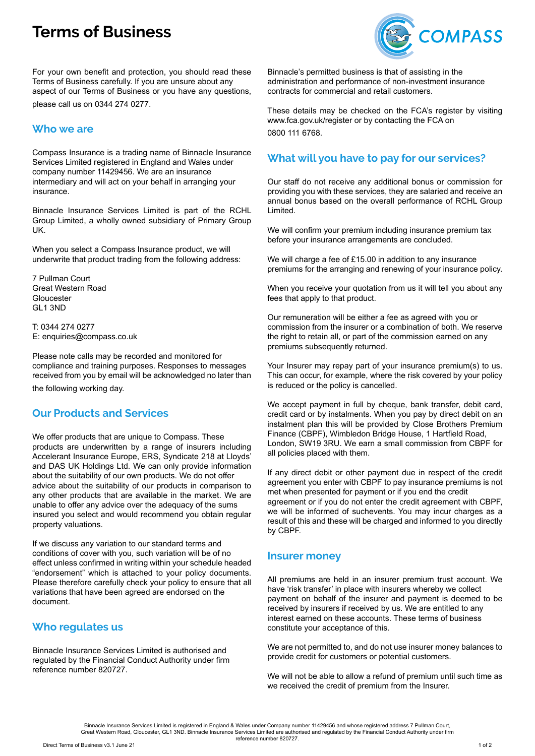# Terms of Business

For your own benefit and protection, you should read these Terms of Business carefully. If you are unsure about any aspect of our Terms of Business or you have any questions, please call us on 0344 274 0277.

## Who we are

Compass Insurance is a trading name of Binnacle Insurance Services Limited registered in England and Wales under company number 11429456. We are an insurance intermediary and will act on your behalf in arranging your insurance.

Binnacle Insurance Services Limited is part of the RCHL Group Limited, a wholly owned subsidiary of Primary Group UK.

When you select a Compass Insurance product, we will underwrite that product trading from the following address:

7 Pullman Court
Great Western Road
Gloucester
GL1 3ND

T: 0344 274 0277
E: enquiries@compass.co.uk

Please note calls may be recorded and monitored for compliance and training purposes. Responses to messages received from you by email will be acknowledged no later than the following working day.

## Our Products and Services

We offer products that are unique to Compass. These products are underwritten by a range of insurers including Accelerant Insurance Europe, ERS, Syndicate 218 at Lloyds' and DAS UK Holdings Ltd. We can only provide information about the suitability of our own products. We do not offer advice about the suitability of our products in comparison to any other products that are available in the market. We are unable to offer any advice over the adequacy of the sums insured you select and would recommend you obtain regular property valuations.

If we discuss any variation to our standard terms and conditions of cover with you, such variation will be of no effect unless confirmed in writing within your schedule headed "endorsement" which is attached to your policy documents. Please therefore carefully check your policy to ensure that all variations that have been agreed are endorsed on the document.

## Who regulates us

Binnacle Insurance Services Limited is authorised and regulated by the Financial Conduct Authority under firm reference number 820727.

Binnacle's permitted business is that of assisting in the administration and performance of non-investment insurance contracts for commercial and retail customers.

These details may be checked on the FCA's register by visiting www.fca.gov.uk/register or by contacting the FCA on 0800 111 6768.

## What will you have to pay for our services?

Our staff do not receive any additional bonus or commission for providing you with these services, they are salaried and receive an annual bonus based on the overall performance of RCHL Group Limited.

We will confirm your premium including insurance premium tax before your insurance arrangements are concluded.

We will charge a fee of £15.00 in addition to any insurance premiums for the arranging and renewing of your insurance policy.

When you receive your quotation from us it will tell you about any fees that apply to that product.

Our remuneration will be either a fee as agreed with you or commission from the insurer or a combination of both. We reserve the right to retain all, or part of the commission earned on any premiums subsequently returned.

Your Insurer may repay part of your insurance premium(s) to us. This can occur, for example, where the risk covered by your policy is reduced or the policy is cancelled.

We accept payment in full by cheque, bank transfer, debit card, credit card or by instalments. When you pay by direct debit on an instalment plan this will be provided by Close Brothers Premium Finance (CBPF), Wimbledon Bridge House, 1 Hartfield Road, London, SW19 3RU. We earn a small commission from CBPF for all policies placed with them.

If any direct debit or other payment due in respect of the credit agreement you enter with CBPF to pay insurance premiums is not met when presented for payment or if you end the credit agreement or if you do not enter the credit agreement with CBPF, we will be informed of suchevents. You may incur charges as a result of this and these will be charged and informed to you directly by CBPF.

## Insurer money

All premiums are held in an insurer premium trust account. We have 'risk transfer' in place with insurers whereby we collect payment on behalf of the insurer and payment is deemed to be received by insurers if received by us. We are entitled to any interest earned on these accounts. These terms of business constitute your acceptance of this.

We are not permitted to, and do not use insurer money balances to provide credit for customers or potential customers.

We will not be able to allow a refund of premium until such time as we received the credit of premium from the Insurer.

Binnacle Insurance Services Limited is registered in England & Wales under Company number 11429456 and whose registered address 7 Pullman Court, Great Western Road, Gloucester, GL1 3ND. Binnacle Insurance Services Limited are authorised and regulated by the Financial Conduct Authority under firm reference number 820727.

Direct Terms of Business v3.1 June 21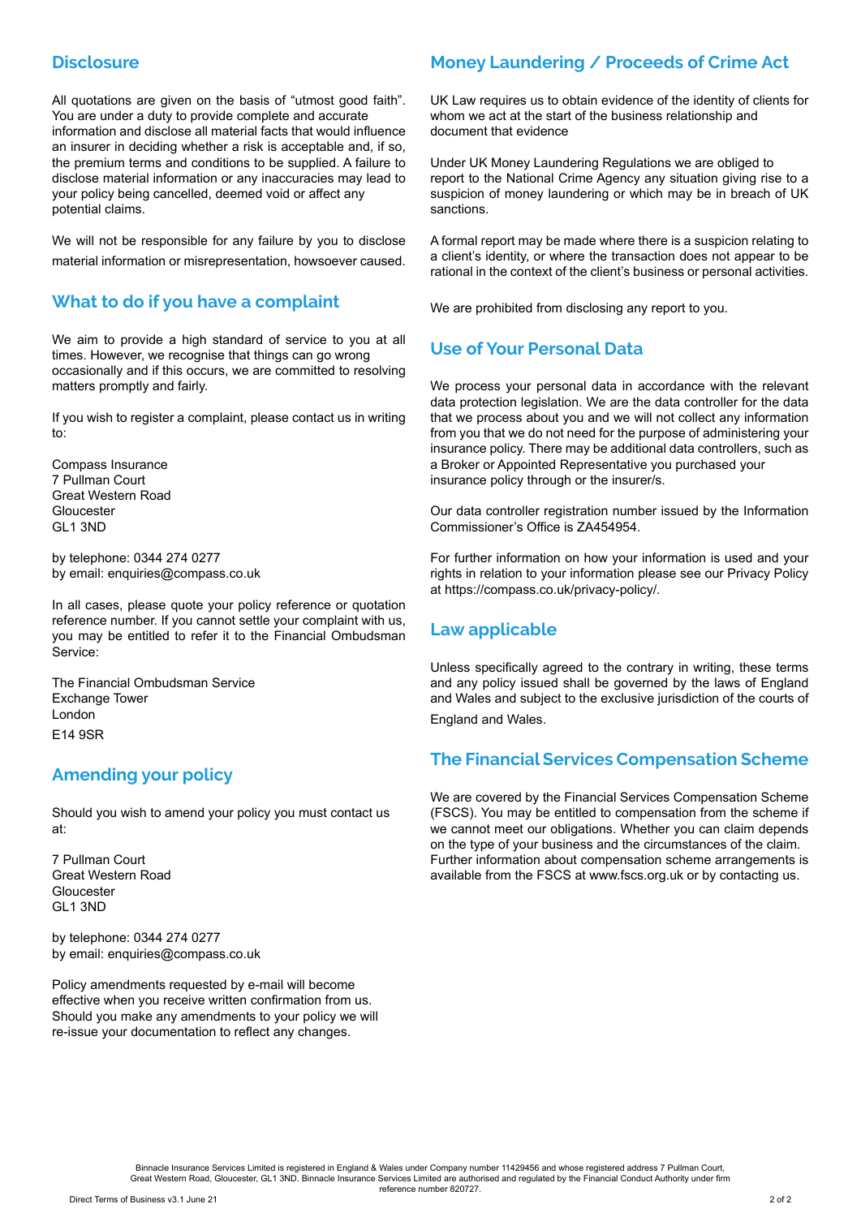## Disclosure

All quotations are given on the basis of "utmost good faith". You are under a duty to provide complete and accurate information and disclose all material facts that would influence an insurer in deciding whether a risk is acceptable and, if so, the premium terms and conditions to be supplied. A failure to disclose material information or any inaccuracies may lead to your policy being cancelled, deemed void or affect any potential claims.

We will not be responsible for any failure by you to disclose material information or misrepresentation, howsoever caused.

## What to do if you have a complaint

We aim to provide a high standard of service to you at all times. However, we recognise that things can go wrong occasionally and if this occurs, we are committed to resolving matters promptly and fairly.

If you wish to register a complaint, please contact us in writing to:

Compass Insurance
7 Pullman Court
Great Western Road
Gloucester
GL1 3ND

by telephone: 0344 274 0277
by email: enquiries@compass.co.uk

In all cases, please quote your policy reference or quotation reference number. If you cannot settle your complaint with us, you may be entitled to refer it to the Financial Ombudsman Service:

The Financial Ombudsman Service
Exchange Tower
London
E14 9SR

## Amending your policy

Should you wish to amend your policy you must contact us at:

7 Pullman Court
Great Western Road
Gloucester
GL1 3ND

by telephone: 0344 274 0277
by email: enquiries@compass.co.uk

Policy amendments requested by e-mail will become effective when you receive written confirmation from us. Should you make any amendments to your policy we will re-issue your documentation to reflect any changes.

## Money Laundering / Proceeds of Crime Act

UK Law requires us to obtain evidence of the identity of clients for whom we act at the start of the business relationship and document that evidence

Under UK Money Laundering Regulations we are obliged to report to the National Crime Agency any situation giving rise to a suspicion of money laundering or which may be in breach of UK sanctions.

A formal report may be made where there is a suspicion relating to a client's identity, or where the transaction does not appear to be rational in the context of the client's business or personal activities.

We are prohibited from disclosing any report to you.

## Use of Your Personal Data

We process your personal data in accordance with the relevant data protection legislation. We are the data controller for the data that we process about you and we will not collect any information from you that we do not need for the purpose of administering your insurance policy. There may be additional data controllers, such as a Broker or Appointed Representative you purchased your insurance policy through or the insurer/s.

Our data controller registration number issued by the Information Commissioner's Office is ZA454954.

For further information on how your information is used and your rights in relation to your information please see our Privacy Policy at https://compass.co.uk/privacy-policy/.

## Law applicable

Unless specifically agreed to the contrary in writing, these terms and any policy issued shall be governed by the laws of England and Wales and subject to the exclusive jurisdiction of the courts of England and Wales.

## The Financial Services Compensation Scheme

We are covered by the Financial Services Compensation Scheme (FSCS). You may be entitled to compensation from the scheme if we cannot meet our obligations. Whether you can claim depends on the type of your business and the circumstances of the claim. Further information about compensation scheme arrangements is available from the FSCS at www.fscs.org.uk or by contacting us.

Binnacle Insurance Services Limited is registered in England & Wales under Company number 11429456 and whose registered address 7 Pullman Court, Great Western Road, Gloucester, GL1 3ND. Binnacle Insurance Services Limited are authorised and regulated by the Financial Conduct Authority under firm reference number 820727.

Direct Terms of Business v3.1 June 21